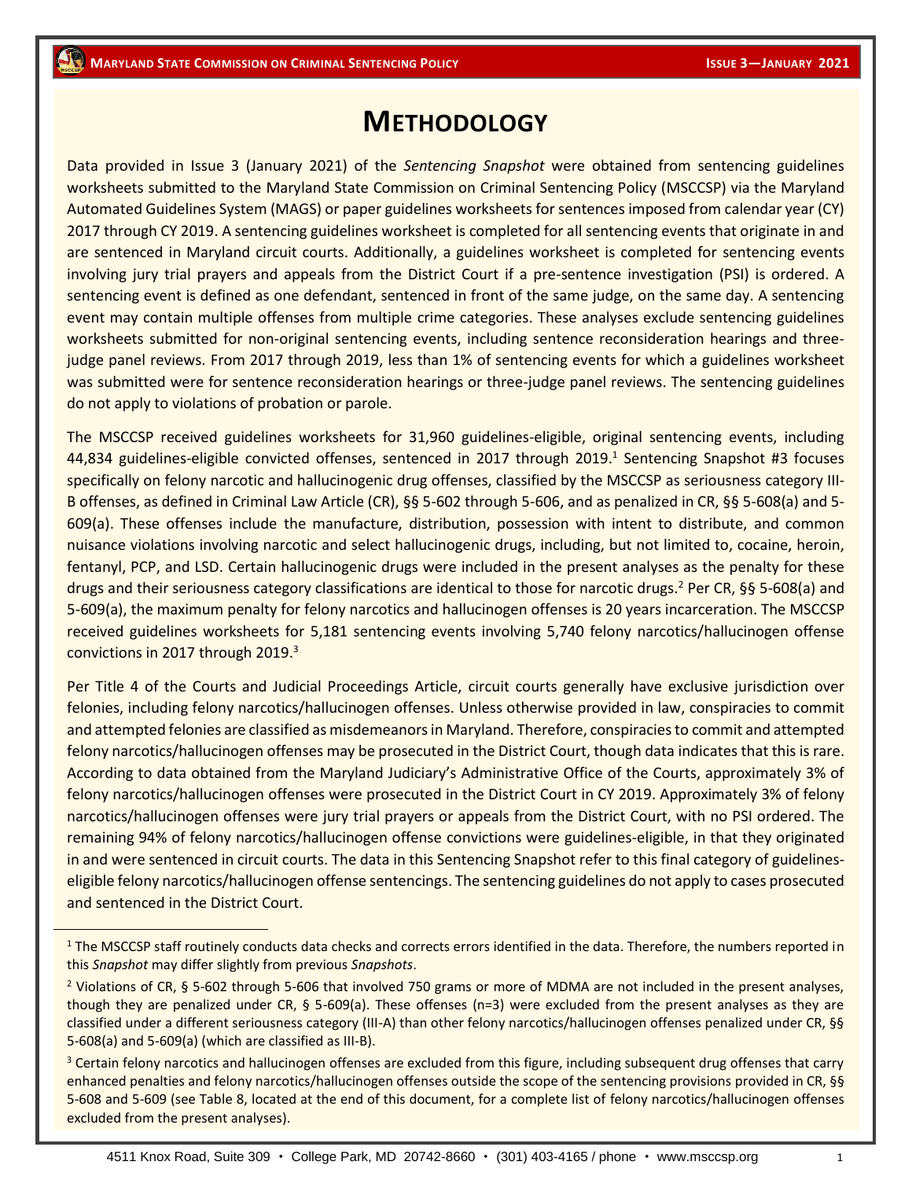# METHODOLOGY

Data provided in Issue 3 (January 2021) of the *Sentencing Snapshot* were obtained from sentencing guidelines worksheets submitted to the Maryland State Commission on Criminal Sentencing Policy (MSCCSP) via the Maryland Automated Guidelines System (MAGS) or paper guidelines worksheets for sentences imposed from calendar year (CY) 2017 through CY 2019. A sentencing guidelines worksheet is completed for all sentencing events that originate in and are sentenced in Maryland circuit courts. Additionally, a guidelines worksheet is completed for sentencing events involving jury trial prayers and appeals from the District Court if a pre-sentence investigation (PSI) is ordered. A sentencing event is defined as one defendant, sentenced in front of the same judge, on the same day. A sentencing event may contain multiple offenses from multiple crime categories. These analyses exclude sentencing guidelines worksheets submitted for non-original sentencing events, including sentence reconsideration hearings and three-judge panel reviews. From 2017 through 2019, less than 1% of sentencing events for which a guidelines worksheet was submitted were for sentence reconsideration hearings or three-judge panel reviews. The sentencing guidelines do not apply to violations of probation or parole.

The MSCCSP received guidelines worksheets for 31,960 guidelines-eligible, original sentencing events, including 44,834 guidelines-eligible convicted offenses, sentenced in 2017 through 2019.[1] Sentencing Snapshot #3 focuses specifically on felony narcotic and hallucinogenic drug offenses, classified by the MSCCSP as seriousness category III-B offenses, as defined in Criminal Law Article (CR), §§ 5-602 through 5-606, and as penalized in CR, §§ 5-608(a) and 5-609(a). These offenses include the manufacture, distribution, possession with intent to distribute, and common nuisance violations involving narcotic and select hallucinogenic drugs, including, but not limited to, cocaine, heroin, fentanyl, PCP, and LSD. Certain hallucinogenic drugs were included in the present analyses as the penalty for these drugs and their seriousness category classifications are identical to those for narcotic drugs.[2] Per CR, §§ 5-608(a) and 5-609(a), the maximum penalty for felony narcotics and hallucinogen offenses is 20 years incarceration. The MSCCSP received guidelines worksheets for 5,181 sentencing events involving 5,740 felony narcotics/hallucinogen offense convictions in 2017 through 2019.[3]

Per Title 4 of the Courts and Judicial Proceedings Article, circuit courts generally have exclusive jurisdiction over felonies, including felony narcotics/hallucinogen offenses. Unless otherwise provided in law, conspiracies to commit and attempted felonies are classified as misdemeanors in Maryland. Therefore, conspiracies to commit and attempted felony narcotics/hallucinogen offenses may be prosecuted in the District Court, though data indicates that this is rare. According to data obtained from the Maryland Judiciary's Administrative Office of the Courts, approximately 3% of felony narcotics/hallucinogen offenses were prosecuted in the District Court in CY 2019. Approximately 3% of felony narcotics/hallucinogen offenses were jury trial prayers or appeals from the District Court, with no PSI ordered. The remaining 94% of felony narcotics/hallucinogen offense convictions were guidelines-eligible, in that they originated in and were sentenced in circuit courts. The data in this Sentencing Snapshot refer to this final category of guidelines-eligible felony narcotics/hallucinogen offense sentencings. The sentencing guidelines do not apply to cases prosecuted and sentenced in the District Court.

---

[1] The MSCCSP staff routinely conducts data checks and corrects errors identified in the data. Therefore, the numbers reported in this *Snapshot* may differ slightly from previous *Snapshots*.

[2] Violations of CR, § 5-602 through 5-606 that involved 750 grams or more of MDMA are not included in the present analyses, though they are penalized under CR, § 5-609(a). These offenses (n=3) were excluded from the present analyses as they are classified under a different seriousness category (III-A) than other felony narcotics/hallucinogen offenses penalized under CR, §§ 5-608(a) and 5-609(a) (which are classified as III-B).

[3] Certain felony narcotics and hallucinogen offenses are excluded from this figure, including subsequent drug offenses that carry enhanced penalties and felony narcotics/hallucinogen offenses outside the scope of the sentencing provisions provided in CR, §§ 5-608 and 5-609 (see Table 8, located at the end of this document, for a complete list of felony narcotics/hallucinogen offenses excluded from the present analyses).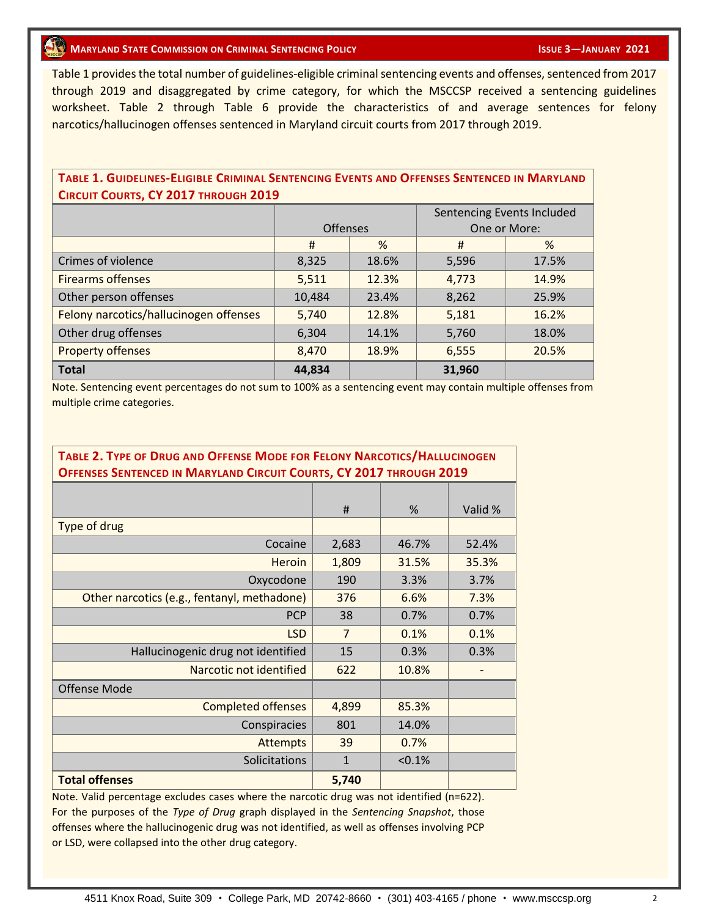Table 1 provides the total number of guidelines-eligible criminal sentencing events and offenses, sentenced from 2017 through 2019 and disaggregated by crime category, for which the MSCCSP received a sentencing guidelines worksheet. Table 2 through Table 6 provide the characteristics of and average sentences for felony narcotics/hallucinogen offenses sentenced in Maryland circuit courts from 2017 through 2019.

**Table 1. Guidelines-Eligible Criminal Sentencing Events and Offenses Sentenced in Maryland Circuit Courts, CY 2017 through 2019**

| | Offenses | | Sentencing Events Included One or More: | |
|---|---|---|---|---|
| | # | % | # | % |
| Crimes of violence | 8,325 | 18.6% | 5,596 | 17.5% |
| Firearms offenses | 5,511 | 12.3% | 4,773 | 14.9% |
| Other person offenses | 10,484 | 23.4% | 8,262 | 25.9% |
| Felony narcotics/hallucinogen offenses | 5,740 | 12.8% | 5,181 | 16.2% |
| Other drug offenses | 6,304 | 14.1% | 5,760 | 18.0% |
| Property offenses | 8,470 | 18.9% | 6,555 | 20.5% |
| **Total** | **44,834** | | **31,960** | |

Note. Sentencing event percentages do not sum to 100% as a sentencing event may contain multiple offenses from multiple crime categories.

**Table 2. Type of Drug and Offense Mode for Felony Narcotics/Hallucinogen Offenses Sentenced in Maryland Circuit Courts, CY 2017 through 2019**

| | # | % | Valid % |
|---|---|---|---|
| Type of drug | | | |
| Cocaine | 2,683 | 46.7% | 52.4% |
| Heroin | 1,809 | 31.5% | 35.3% |
| Oxycodone | 190 | 3.3% | 3.7% |
| Other narcotics (e.g., fentanyl, methadone) | 376 | 6.6% | 7.3% |
| PCP | 38 | 0.7% | 0.7% |
| LSD | 7 | 0.1% | 0.1% |
| Hallucinogenic drug not identified | 15 | 0.3% | 0.3% |
| Narcotic not identified | 622 | 10.8% | - |
| Offense Mode | | | |
| Completed offenses | 4,899 | 85.3% | |
| Conspiracies | 801 | 14.0% | |
| Attempts | 39 | 0.7% | |
| Solicitations | 1 | <0.1% | |
| **Total offenses** | **5,740** | | |

Note. Valid percentage excludes cases where the narcotic drug was not identified (n=622). For the purposes of the *Type of Drug* graph displayed in the *Sentencing Snapshot*, those offenses where the hallucinogenic drug was not identified, as well as offenses involving PCP or LSD, were collapsed into the other drug category.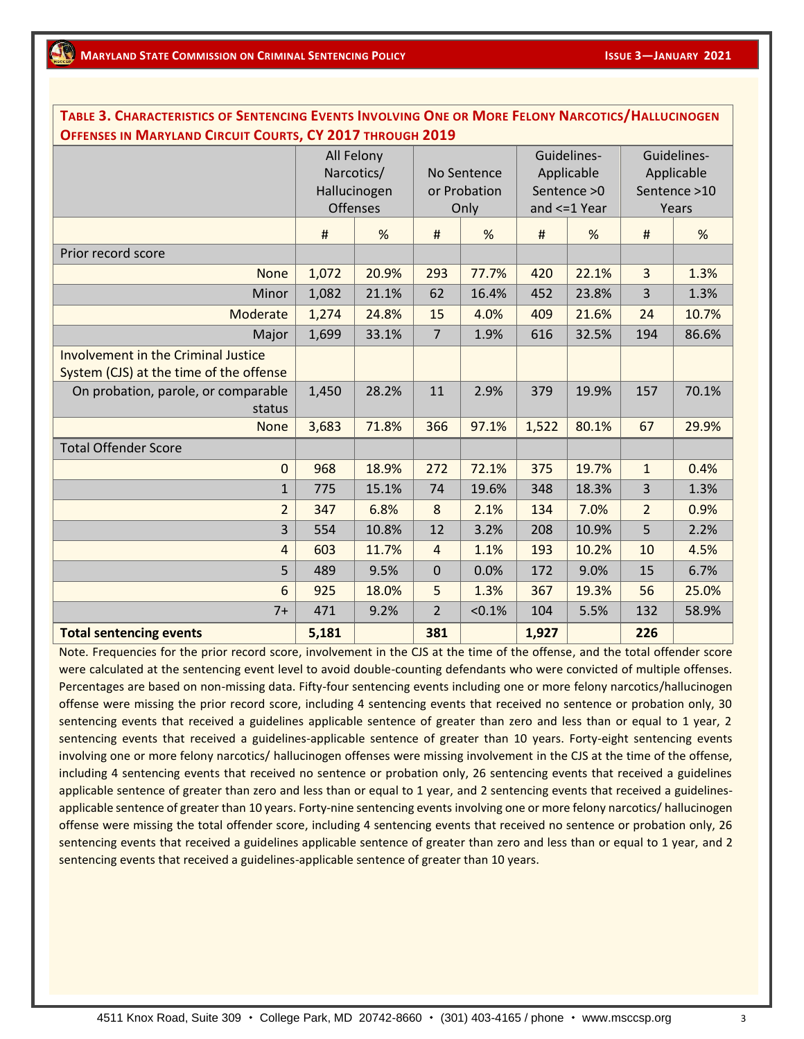**Table 3. Characteristics of Sentencing Events Involving One or More Felony Narcotics/Hallucinogen Offenses in Maryland Circuit Courts, CY 2017 through 2019**

| | All Felony Narcotics/ Hallucinogen Offenses | | No Sentence or Probation Only | | Guidelines-Applicable Sentence >0 and <=1 Year | | Guidelines-Applicable Sentence >10 Years | |
|---|---|---|---|---|---|---|---|---|
| | # | % | # | % | # | % | # | % |
| Prior record score | | | | | | | | |
| None | 1,072 | 20.9% | 293 | 77.7% | 420 | 22.1% | 3 | 1.3% |
| Minor | 1,082 | 21.1% | 62 | 16.4% | 452 | 23.8% | 3 | 1.3% |
| Moderate | 1,274 | 24.8% | 15 | 4.0% | 409 | 21.6% | 24 | 10.7% |
| Major | 1,699 | 33.1% | 7 | 1.9% | 616 | 32.5% | 194 | 86.6% |
| Involvement in the Criminal Justice System (CJS) at the time of the offense | | | | | | | | |
| On probation, parole, or comparable status | 1,450 | 28.2% | 11 | 2.9% | 379 | 19.9% | 157 | 70.1% |
| None | 3,683 | 71.8% | 366 | 97.1% | 1,522 | 80.1% | 67 | 29.9% |
| Total Offender Score | | | | | | | | |
| 0 | 968 | 18.9% | 272 | 72.1% | 375 | 19.7% | 1 | 0.4% |
| 1 | 775 | 15.1% | 74 | 19.6% | 348 | 18.3% | 3 | 1.3% |
| 2 | 347 | 6.8% | 8 | 2.1% | 134 | 7.0% | 2 | 0.9% |
| 3 | 554 | 10.8% | 12 | 3.2% | 208 | 10.9% | 5 | 2.2% |
| 4 | 603 | 11.7% | 4 | 1.1% | 193 | 10.2% | 10 | 4.5% |
| 5 | 489 | 9.5% | 0 | 0.0% | 172 | 9.0% | 15 | 6.7% |
| 6 | 925 | 18.0% | 5 | 1.3% | 367 | 19.3% | 56 | 25.0% |
| 7+ | 471 | 9.2% | 2 | <0.1% | 104 | 5.5% | 132 | 58.9% |
| **Total sentencing events** | **5,181** | | **381** | | **1,927** | | **226** | |

Note. Frequencies for the prior record score, involvement in the CJS at the time of the offense, and the total offender score were calculated at the sentencing event level to avoid double-counting defendants who were convicted of multiple offenses. Percentages are based on non-missing data. Fifty-four sentencing events including one or more felony narcotics/hallucinogen offense were missing the prior record score, including 4 sentencing events that received no sentence or probation only, 30 sentencing events that received a guidelines applicable sentence of greater than zero and less than or equal to 1 year, 2 sentencing events that received a guidelines-applicable sentence of greater than 10 years. Forty-eight sentencing events involving one or more felony narcotics/ hallucinogen offenses were missing involvement in the CJS at the time of the offense, including 4 sentencing events that received no sentence or probation only, 26 sentencing events that received a guidelines applicable sentence of greater than zero and less than or equal to 1 year, and 2 sentencing events that received a guidelines-applicable sentence of greater than 10 years. Forty-nine sentencing events involving one or more felony narcotics/ hallucinogen offense were missing the total offender score, including 4 sentencing events that received no sentence or probation only, 26 sentencing events that received a guidelines applicable sentence of greater than zero and less than or equal to 1 year, and 2 sentencing events that received a guidelines-applicable sentence of greater than 10 years.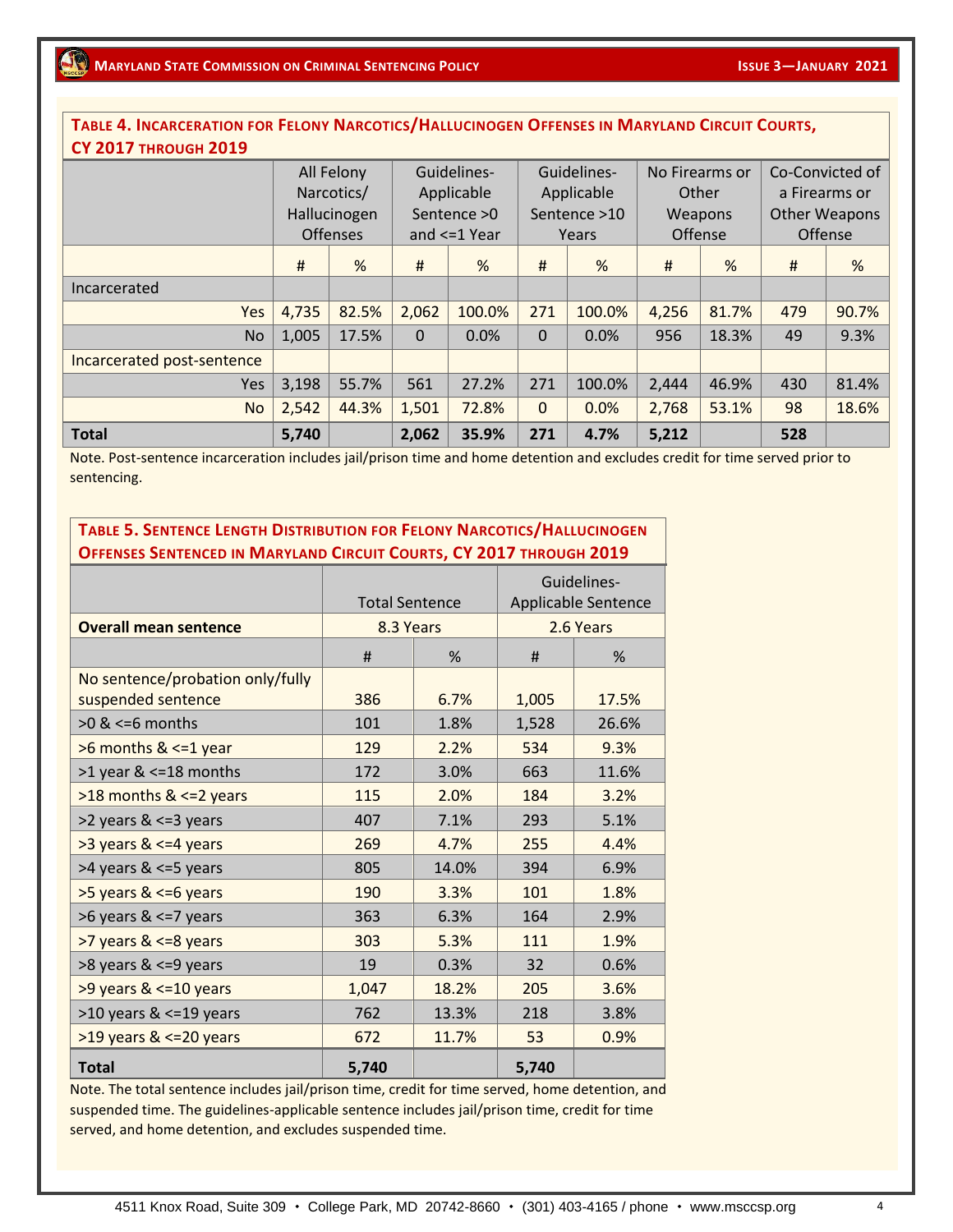**Table 4. Incarceration for Felony Narcotics/Hallucinogen Offenses in Maryland Circuit Courts, CY 2017 through 2019**

| | All Felony Narcotics/ Hallucinogen Offenses | | Guidelines-Applicable Sentence >0 and <=1 Year | | Guidelines-Applicable Sentence >10 Years | | No Firearms or Other Weapons Offense | | Co-Convicted of a Firearms or Other Weapons Offense | |
|---|---|---|---|---|---|---|---|---|---|---|
| | # | % | # | % | # | % | # | % | # | % |
| Incarcerated | | | | | | | | | | |
| Yes | 4,735 | 82.5% | 2,062 | 100.0% | 271 | 100.0% | 4,256 | 81.7% | 479 | 90.7% |
| No | 1,005 | 17.5% | 0 | 0.0% | 0 | 0.0% | 956 | 18.3% | 49 | 9.3% |
| Incarcerated post-sentence | | | | | | | | | | |
| Yes | 3,198 | 55.7% | 561 | 27.2% | 271 | 100.0% | 2,444 | 46.9% | 430 | 81.4% |
| No | 2,542 | 44.3% | 1,501 | 72.8% | 0 | 0.0% | 2,768 | 53.1% | 98 | 18.6% |
| **Total** | **5,740** | | **2,062** | **35.9%** | **271** | **4.7%** | **5,212** | | **528** | |

Note. Post-sentence incarceration includes jail/prison time and home detention and excludes credit for time served prior to sentencing.

**Table 5. Sentence Length Distribution for Felony Narcotics/Hallucinogen Offenses Sentenced in Maryland Circuit Courts, CY 2017 through 2019**

| | Total Sentence | | Guidelines-Applicable Sentence | |
|---|---|---|---|---|
| **Overall mean sentence** | 8.3 Years | | 2.6 Years | |
| | # | % | # | % |
| No sentence/probation only/fully suspended sentence | 386 | 6.7% | 1,005 | 17.5% |
| >0 & <=6 months | 101 | 1.8% | 1,528 | 26.6% |
| >6 months & <=1 year | 129 | 2.2% | 534 | 9.3% |
| >1 year & <=18 months | 172 | 3.0% | 663 | 11.6% |
| >18 months & <=2 years | 115 | 2.0% | 184 | 3.2% |
| >2 years & <=3 years | 407 | 7.1% | 293 | 5.1% |
| >3 years & <=4 years | 269 | 4.7% | 255 | 4.4% |
| >4 years & <=5 years | 805 | 14.0% | 394 | 6.9% |
| >5 years & <=6 years | 190 | 3.3% | 101 | 1.8% |
| >6 years & <=7 years | 363 | 6.3% | 164 | 2.9% |
| >7 years & <=8 years | 303 | 5.3% | 111 | 1.9% |
| >8 years & <=9 years | 19 | 0.3% | 32 | 0.6% |
| >9 years & <=10 years | 1,047 | 18.2% | 205 | 3.6% |
| >10 years & <=19 years | 762 | 13.3% | 218 | 3.8% |
| >19 years & <=20 years | 672 | 11.7% | 53 | 0.9% |
| **Total** | **5,740** | | **5,740** | |

Note. The total sentence includes jail/prison time, credit for time served, home detention, and suspended time. The guidelines-applicable sentence includes jail/prison time, credit for time served, and home detention, and excludes suspended time.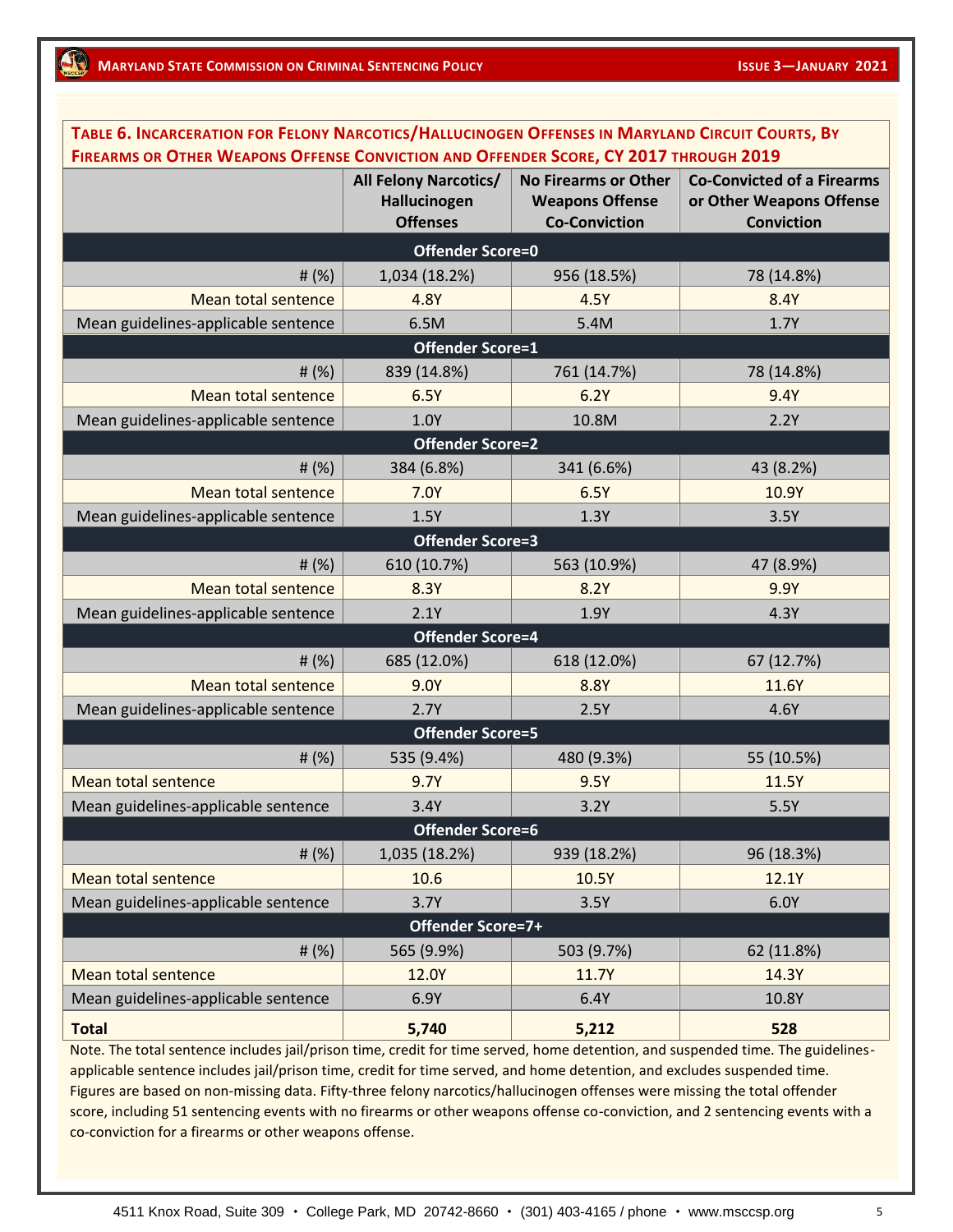**Table 6. Incarceration for Felony Narcotics/Hallucinogen Offenses in Maryland Circuit Courts, By Firearms or Other Weapons Offense Conviction and Offender Score, CY 2017 through 2019**

| | All Felony Narcotics/ Hallucinogen Offenses | No Firearms or Other Weapons Offense Co-Conviction | Co-Convicted of a Firearms or Other Weapons Offense Conviction |
|---|---|---|---|
| **Offender Score=0** | | | |
| # (%) | 1,034 (18.2%) | 956 (18.5%) | 78 (14.8%) |
| Mean total sentence | 4.8Y | 4.5Y | 8.4Y |
| Mean guidelines-applicable sentence | 6.5M | 5.4M | 1.7Y |
| **Offender Score=1** | | | |
| # (%) | 839 (14.8%) | 761 (14.7%) | 78 (14.8%) |
| Mean total sentence | 6.5Y | 6.2Y | 9.4Y |
| Mean guidelines-applicable sentence | 1.0Y | 10.8M | 2.2Y |
| **Offender Score=2** | | | |
| # (%) | 384 (6.8%) | 341 (6.6%) | 43 (8.2%) |
| Mean total sentence | 7.0Y | 6.5Y | 10.9Y |
| Mean guidelines-applicable sentence | 1.5Y | 1.3Y | 3.5Y |
| **Offender Score=3** | | | |
| # (%) | 610 (10.7%) | 563 (10.9%) | 47 (8.9%) |
| Mean total sentence | 8.3Y | 8.2Y | 9.9Y |
| Mean guidelines-applicable sentence | 2.1Y | 1.9Y | 4.3Y |
| **Offender Score=4** | | | |
| # (%) | 685 (12.0%) | 618 (12.0%) | 67 (12.7%) |
| Mean total sentence | 9.0Y | 8.8Y | 11.6Y |
| Mean guidelines-applicable sentence | 2.7Y | 2.5Y | 4.6Y |
| **Offender Score=5** | | | |
| # (%) | 535 (9.4%) | 480 (9.3%) | 55 (10.5%) |
| Mean total sentence | 9.7Y | 9.5Y | 11.5Y |
| Mean guidelines-applicable sentence | 3.4Y | 3.2Y | 5.5Y |
| **Offender Score=6** | | | |
| # (%) | 1,035 (18.2%) | 939 (18.2%) | 96 (18.3%) |
| Mean total sentence | 10.6 | 10.5Y | 12.1Y |
| Mean guidelines-applicable sentence | 3.7Y | 3.5Y | 6.0Y |
| **Offender Score=7+** | | | |
| # (%) | 565 (9.9%) | 503 (9.7%) | 62 (11.8%) |
| Mean total sentence | 12.0Y | 11.7Y | 14.3Y |
| Mean guidelines-applicable sentence | 6.9Y | 6.4Y | 10.8Y |
| **Total** | **5,740** | **5,212** | **528** |

Note. The total sentence includes jail/prison time, credit for time served, home detention, and suspended time. The guidelines-applicable sentence includes jail/prison time, credit for time served, and home detention, and excludes suspended time. Figures are based on non-missing data. Fifty-three felony narcotics/hallucinogen offenses were missing the total offender score, including 51 sentencing events with no firearms or other weapons offense co-conviction, and 2 sentencing events with a co-conviction for a firearms or other weapons offense.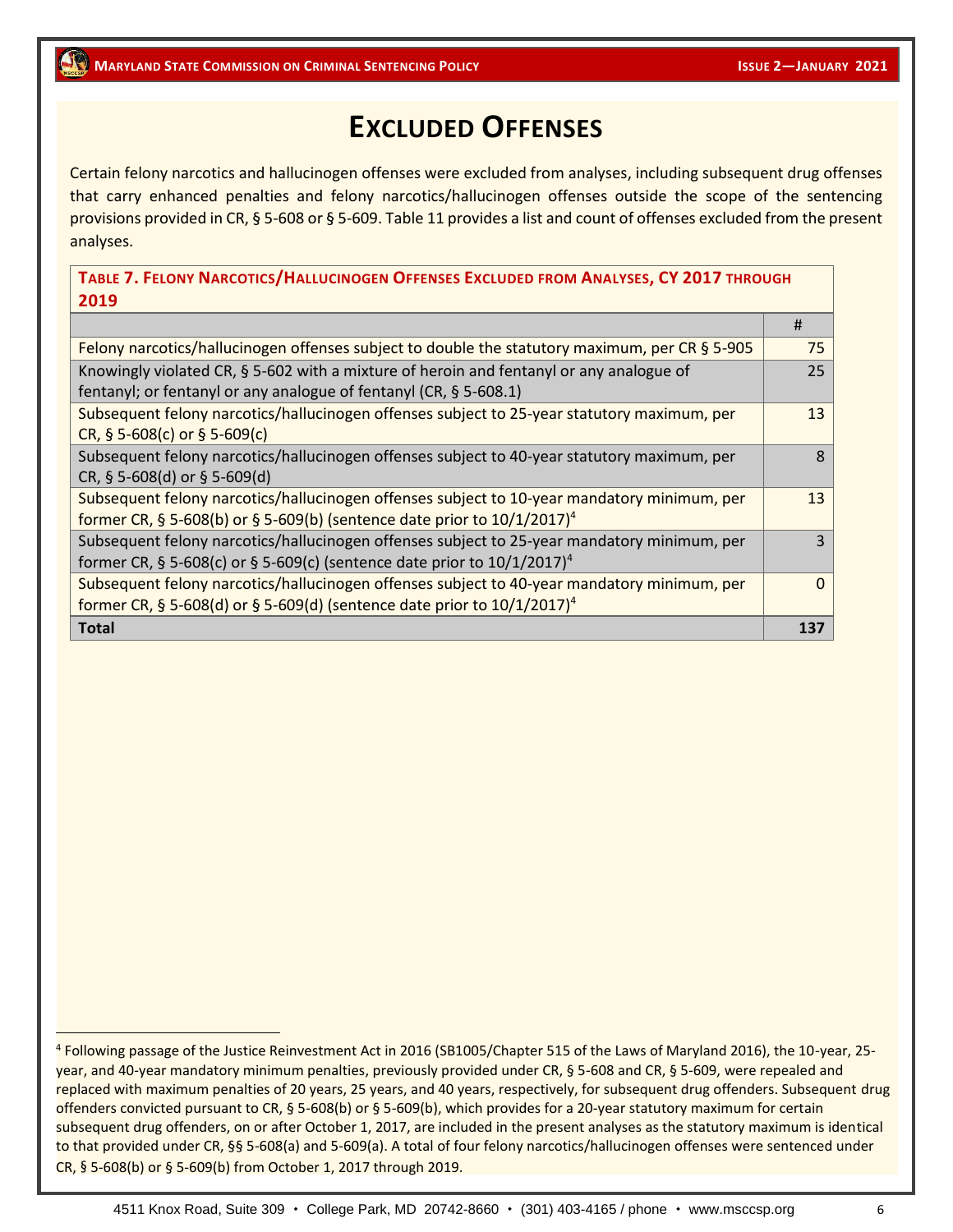# Excluded Offenses

Certain felony narcotics and hallucinogen offenses were excluded from analyses, including subsequent drug offenses that carry enhanced penalties and felony narcotics/hallucinogen offenses outside the scope of the sentencing provisions provided in CR, § 5-608 or § 5-609. Table 11 provides a list and count of offenses excluded from the present analyses.

**Table 7. Felony Narcotics/Hallucinogen Offenses Excluded from Analyses, CY 2017 through 2019**

| | # |
|---|---|
| Felony narcotics/hallucinogen offenses subject to double the statutory maximum, per CR § 5-905 | 75 |
| Knowingly violated CR, § 5-602 with a mixture of heroin and fentanyl or any analogue of fentanyl; or fentanyl or any analogue of fentanyl (CR, § 5-608.1) | 25 |
| Subsequent felony narcotics/hallucinogen offenses subject to 25-year statutory maximum, per CR, § 5-608(c) or § 5-609(c) | 13 |
| Subsequent felony narcotics/hallucinogen offenses subject to 40-year statutory maximum, per CR, § 5-608(d) or § 5-609(d) | 8 |
| Subsequent felony narcotics/hallucinogen offenses subject to 10-year mandatory minimum, per former CR, § 5-608(b) or § 5-609(b) (sentence date prior to 10/1/2017)[4] | 13 |
| Subsequent felony narcotics/hallucinogen offenses subject to 25-year mandatory minimum, per former CR, § 5-608(c) or § 5-609(c) (sentence date prior to 10/1/2017)[4] | 3 |
| Subsequent felony narcotics/hallucinogen offenses subject to 40-year mandatory minimum, per former CR, § 5-608(d) or § 5-609(d) (sentence date prior to 10/1/2017)[4] | 0 |
| **Total** | **137** |

[4] Following passage of the Justice Reinvestment Act in 2016 (SB1005/Chapter 515 of the Laws of Maryland 2016), the 10-year, 25-year, and 40-year mandatory minimum penalties, previously provided under CR, § 5-608 and CR, § 5-609, were repealed and replaced with maximum penalties of 20 years, 25 years, and 40 years, respectively, for subsequent drug offenders. Subsequent drug offenders convicted pursuant to CR, § 5-608(b) or § 5-609(b), which provides for a 20-year statutory maximum for certain subsequent drug offenders, on or after October 1, 2017, are included in the present analyses as the statutory maximum is identical to that provided under CR, §§ 5-608(a) and 5-609(a). A total of four felony narcotics/hallucinogen offenses were sentenced under CR, § 5-608(b) or § 5-609(b) from October 1, 2017 through 2019.